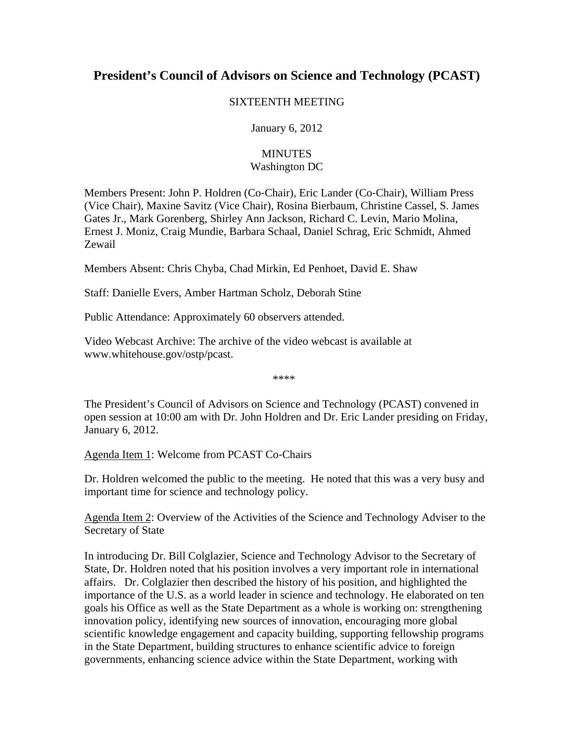# President's Council of Advisors on Science and Technology (PCAST)

SIXTEENTH MEETING

January 6, 2012

MINUTES
Washington DC

Members Present: John P. Holdren (Co-Chair), Eric Lander (Co-Chair), William Press (Vice Chair), Maxine Savitz (Vice Chair), Rosina Bierbaum, Christine Cassel, S. James Gates Jr., Mark Gorenberg, Shirley Ann Jackson, Richard C. Levin, Mario Molina, Ernest J. Moniz, Craig Mundie, Barbara Schaal, Daniel Schrag, Eric Schmidt, Ahmed Zewail

Members Absent: Chris Chyba, Chad Mirkin, Ed Penhoet, David E. Shaw

Staff: Danielle Evers, Amber Hartman Scholz, Deborah Stine

Public Attendance: Approximately 60 observers attended.

Video Webcast Archive: The archive of the video webcast is available at www.whitehouse.gov/ostp/pcast.

****

The President's Council of Advisors on Science and Technology (PCAST) convened in open session at 10:00 am with Dr. John Holdren and Dr. Eric Lander presiding on Friday, January 6, 2012.

<u>Agenda Item 1</u>: Welcome from PCAST Co-Chairs

Dr. Holdren welcomed the public to the meeting. He noted that this was a very busy and important time for science and technology policy.

<u>Agenda Item 2</u>: Overview of the Activities of the Science and Technology Adviser to the Secretary of State

In introducing Dr. Bill Colglazier, Science and Technology Advisor to the Secretary of State, Dr. Holdren noted that his position involves a very important role in international affairs. Dr. Colglazier then described the history of his position, and highlighted the importance of the U.S. as a world leader in science and technology. He elaborated on ten goals his Office as well as the State Department as a whole is working on: strengthening innovation policy, identifying new sources of innovation, encouraging more global scientific knowledge engagement and capacity building, supporting fellowship programs in the State Department, building structures to enhance scientific advice to foreign governments, enhancing science advice within the State Department, working with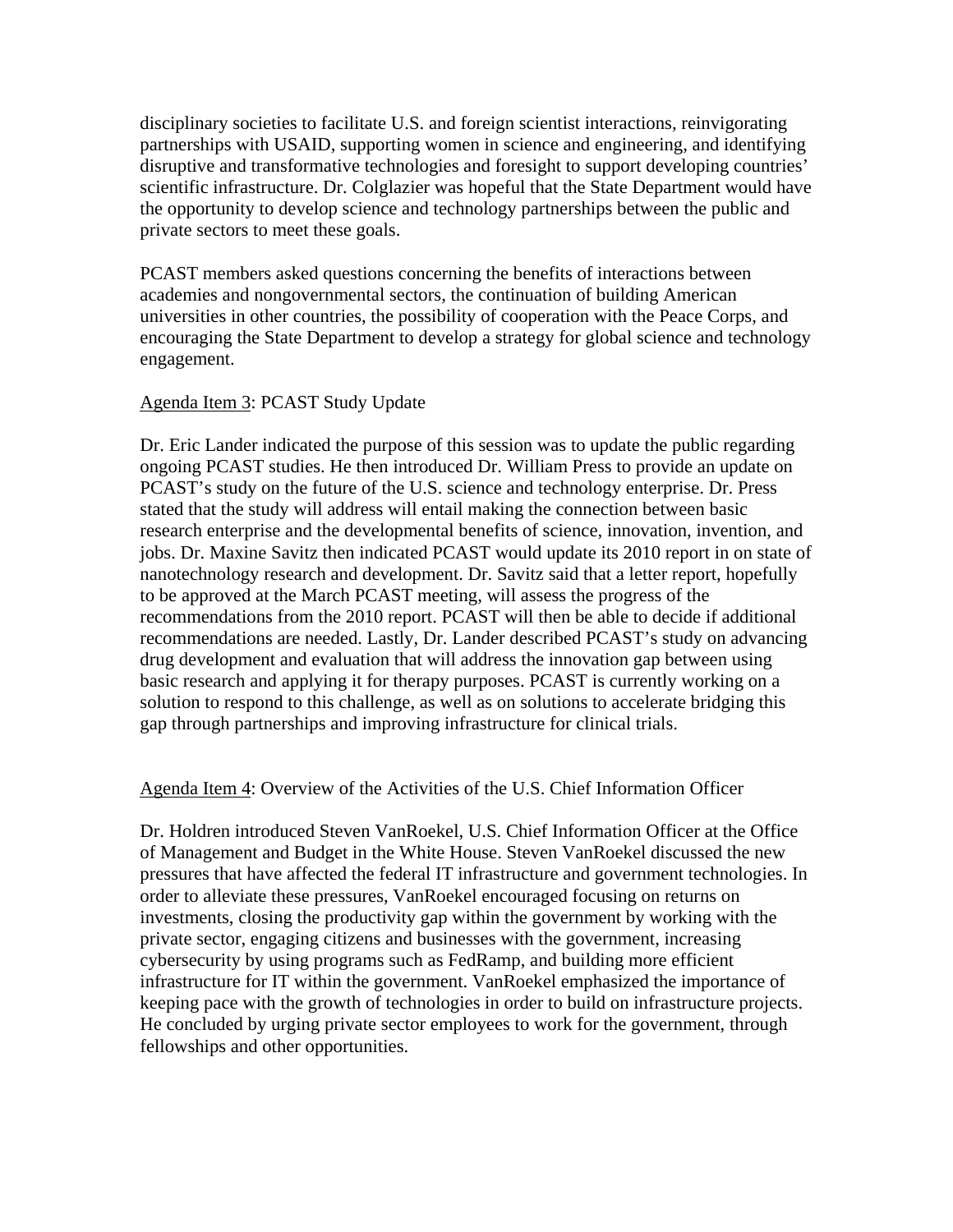disciplinary societies to facilitate U.S. and foreign scientist interactions, reinvigorating partnerships with USAID, supporting women in science and engineering, and identifying disruptive and transformative technologies and foresight to support developing countries' scientific infrastructure. Dr. Colglazier was hopeful that the State Department would have the opportunity to develop science and technology partnerships between the public and private sectors to meet these goals.

PCAST members asked questions concerning the benefits of interactions between academies and nongovernmental sectors, the continuation of building American universities in other countries, the possibility of cooperation with the Peace Corps, and encouraging the State Department to develop a strategy for global science and technology engagement.

Agenda Item 3: PCAST Study Update

Dr. Eric Lander indicated the purpose of this session was to update the public regarding ongoing PCAST studies. He then introduced Dr. William Press to provide an update on PCAST's study on the future of the U.S. science and technology enterprise. Dr. Press stated that the study will address will entail making the connection between basic research enterprise and the developmental benefits of science, innovation, invention, and jobs. Dr. Maxine Savitz then indicated PCAST would update its 2010 report in on state of nanotechnology research and development. Dr. Savitz said that a letter report, hopefully to be approved at the March PCAST meeting, will assess the progress of the recommendations from the 2010 report. PCAST will then be able to decide if additional recommendations are needed. Lastly, Dr. Lander described PCAST's study on advancing drug development and evaluation that will address the innovation gap between using basic research and applying it for therapy purposes. PCAST is currently working on a solution to respond to this challenge, as well as on solutions to accelerate bridging this gap through partnerships and improving infrastructure for clinical trials.

Agenda Item 4: Overview of the Activities of the U.S. Chief Information Officer

Dr. Holdren introduced Steven VanRoekel, U.S. Chief Information Officer at the Office of Management and Budget in the White House. Steven VanRoekel discussed the new pressures that have affected the federal IT infrastructure and government technologies. In order to alleviate these pressures, VanRoekel encouraged focusing on returns on investments, closing the productivity gap within the government by working with the private sector, engaging citizens and businesses with the government, increasing cybersecurity by using programs such as FedRamp, and building more efficient infrastructure for IT within the government. VanRoekel emphasized the importance of keeping pace with the growth of technologies in order to build on infrastructure projects. He concluded by urging private sector employees to work for the government, through fellowships and other opportunities.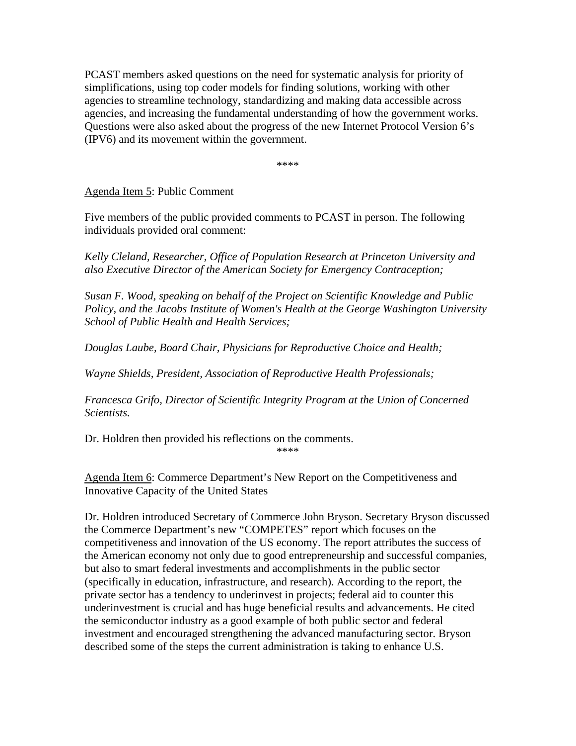PCAST members asked questions on the need for systematic analysis for priority of simplifications, using top coder models for finding solutions, working with other agencies to streamline technology, standardizing and making data accessible across agencies, and increasing the fundamental understanding of how the government works. Questions were also asked about the progress of the new Internet Protocol Version 6's (IPV6) and its movement within the government.

****

<u>Agenda Item 5</u>: Public Comment

Five members of the public provided comments to PCAST in person. The following individuals provided oral comment:

*Kelly Cleland, Researcher, Office of Population Research at Princeton University and also Executive Director of the American Society for Emergency Contraception;*

*Susan F. Wood, speaking on behalf of the Project on Scientific Knowledge and Public Policy, and the Jacobs Institute of Women's Health at the George Washington University School of Public Health and Health Services;*

*Douglas Laube, Board Chair, Physicians for Reproductive Choice and Health;*

*Wayne Shields, President, Association of Reproductive Health Professionals;*

*Francesca Grifo, Director of Scientific Integrity Program at the Union of Concerned Scientists.*

Dr. Holdren then provided his reflections on the comments.

****

<u>Agenda Item 6</u>: Commerce Department's New Report on the Competitiveness and Innovative Capacity of the United States

Dr. Holdren introduced Secretary of Commerce John Bryson. Secretary Bryson discussed the Commerce Department's new "COMPETES" report which focuses on the competitiveness and innovation of the US economy. The report attributes the success of the American economy not only due to good entrepreneurship and successful companies, but also to smart federal investments and accomplishments in the public sector (specifically in education, infrastructure, and research). According to the report, the private sector has a tendency to underinvest in projects; federal aid to counter this underinvestment is crucial and has huge beneficial results and advancements. He cited the semiconductor industry as a good example of both public sector and federal investment and encouraged strengthening the advanced manufacturing sector. Bryson described some of the steps the current administration is taking to enhance U.S.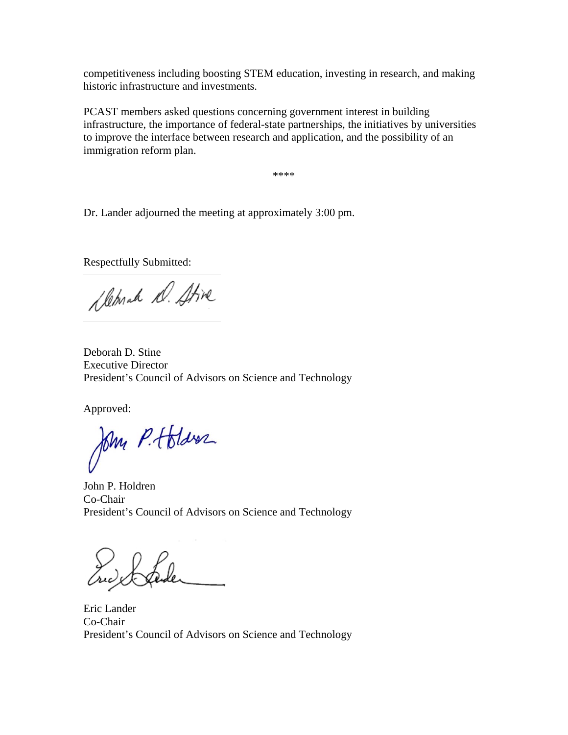competitiveness including boosting STEM education, investing in research, and making historic infrastructure and investments.

PCAST members asked questions concerning government interest in building infrastructure, the importance of federal-state partnerships, the initiatives by universities to improve the interface between research and application, and the possibility of an immigration reform plan.

****

Dr. Lander adjourned the meeting at approximately 3:00 pm.

Respectfully Submitted:

Deborah D. Stine
Executive Director
President's Council of Advisors on Science and Technology

Approved:

John P. Holdren
Co-Chair
President's Council of Advisors on Science and Technology

Eric Lander
Co-Chair
President's Council of Advisors on Science and Technology